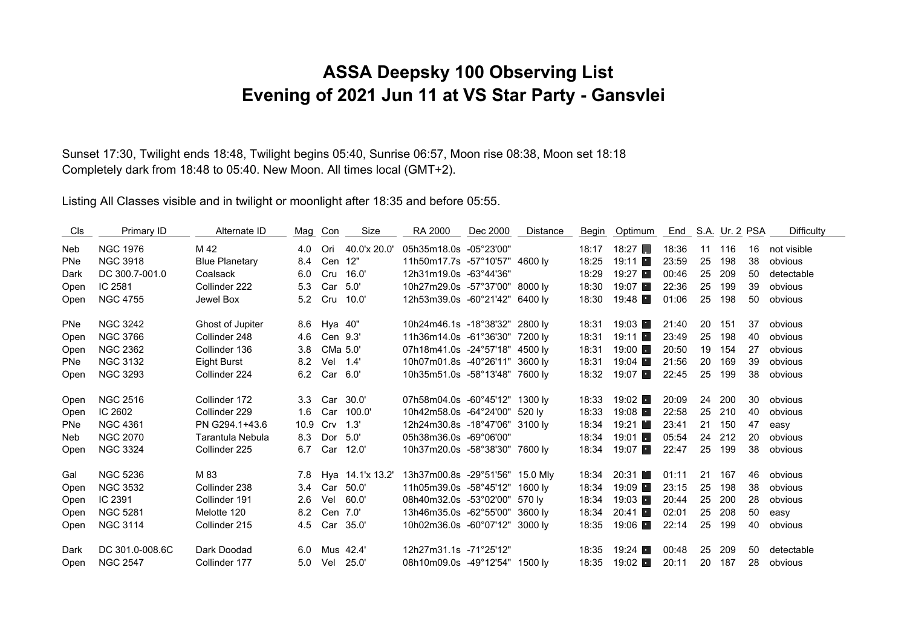# ASSA Deepsky 100 Observing List
# Evening of 2021 Jun 11 at VS Star Party - Gansvlei

Sunset 17:30, Twilight ends 18:48, Twilight begins 05:40, Sunrise 06:57, Moon rise 08:38, Moon set 18:18
Completely dark from 18:48 to 05:40. New Moon. All times local (GMT+2).

Listing All Classes visible and in twilight or moonlight after 18:35 and before 05:55.

| Cls | Primary ID | Alternate ID | Mag | Con | Size | RA 2000 | Dec 2000 | Distance | Begin | Optimum | End | S.A. | Ur. 2 | PSA | Difficulty |
|---|---|---|---|---|---|---|---|---|---|---|---|---|---|---|---|
| Neb | NGC 1976 | M 42 | 4.0 | Ori | 40.0'x 20.0' | 05h35m18.0s | -05°23'00" | | 18:17 | 18:27 | 18:36 | 11 | 116 | 16 | not visible |
| PNe | NGC 3918 | Blue Planetary | 8.4 | Cen | 12" | 11h50m17.7s | -57°10'57" | 4600 ly | 18:25 | 19:11 | 23:59 | 25 | 198 | 38 | obvious |
| Dark | DC 300.7-001.0 | Coalsack | 6.0 | Cru | 16.0' | 12h31m19.0s | -63°44'36" | | 18:29 | 19:27 | 00:46 | 25 | 209 | 50 | detectable |
| Open | IC 2581 | Collinder 222 | 5.3 | Car | 5.0' | 10h27m29.0s | -57°37'00" | 8000 ly | 18:30 | 19:07 | 22:36 | 25 | 199 | 39 | obvious |
| Open | NGC 4755 | Jewel Box | 5.2 | Cru | 10.0' | 12h53m39.0s | -60°21'42" | 6400 ly | 18:30 | 19:48 | 01:06 | 25 | 198 | 50 | obvious |
| PNe | NGC 3242 | Ghost of Jupiter | 8.6 | Hya | 40" | 10h24m46.1s | -18°38'32" | 2800 ly | 18:31 | 19:03 | 21:40 | 20 | 151 | 37 | obvious |
| Open | NGC 3766 | Collinder 248 | 4.6 | Cen | 9.3' | 11h36m14.0s | -61°36'30" | 7200 ly | 18:31 | 19:11 | 23:49 | 25 | 198 | 40 | obvious |
| Open | NGC 2362 | Collinder 136 | 3.8 | CMa | 5.0' | 07h18m41.0s | -24°57'18" | 4500 ly | 18:31 | 19:00 | 20:50 | 19 | 154 | 27 | obvious |
| PNe | NGC 3132 | Eight Burst | 8.2 | Vel | 1.4' | 10h07m01.8s | -40°26'11" | 3600 ly | 18:31 | 19:04 | 21:56 | 20 | 169 | 39 | obvious |
| Open | NGC 3293 | Collinder 224 | 6.2 | Car | 6.0' | 10h35m51.0s | -58°13'48" | 7600 ly | 18:32 | 19:07 | 22:45 | 25 | 199 | 38 | obvious |
| Open | NGC 2516 | Collinder 172 | 3.3 | Car | 30.0' | 07h58m04.0s | -60°45'12" | 1300 ly | 18:33 | 19:02 | 20:09 | 24 | 200 | 30 | obvious |
| Open | IC 2602 | Collinder 229 | 1.6 | Car | 100.0' | 10h42m58.0s | -64°24'00" | 520 ly | 18:33 | 19:08 | 22:58 | 25 | 210 | 40 | obvious |
| PNe | NGC 4361 | PN G294.1+43.6 | 10.9 | Crv | 1.3' | 12h24m30.8s | -18°47'06" | 3100 ly | 18:34 | 19:21 | 23:41 | 21 | 150 | 47 | easy |
| Neb | NGC 2070 | Tarantula Nebula | 8.3 | Dor | 5.0' | 05h38m36.0s | -69°06'00" | | 18:34 | 19:01 | 05:54 | 24 | 212 | 20 | obvious |
| Open | NGC 3324 | Collinder 225 | 6.7 | Car | 12.0' | 10h37m20.0s | -58°38'30" | 7600 ly | 18:34 | 19:07 | 22:47 | 25 | 199 | 38 | obvious |
| Gal | NGC 5236 | M 83 | 7.8 | Hya | 14.1'x 13.2' | 13h37m00.8s | -29°51'56" | 15.0 Mly | 18:34 | 20:31 | 01:11 | 21 | 167 | 46 | obvious |
| Open | NGC 3532 | Collinder 238 | 3.4 | Car | 50.0' | 11h05m39.0s | -58°45'12" | 1600 ly | 18:34 | 19:09 | 23:15 | 25 | 198 | 38 | obvious |
| Open | IC 2391 | Collinder 191 | 2.6 | Vel | 60.0' | 08h40m32.0s | -53°02'00" | 570 ly | 18:34 | 19:03 | 20:44 | 25 | 200 | 28 | obvious |
| Open | NGC 5281 | Melotte 120 | 8.2 | Cen | 7.0' | 13h46m35.0s | -62°55'00" | 3600 ly | 18:34 | 20:41 | 02:01 | 25 | 208 | 50 | easy |
| Open | NGC 3114 | Collinder 215 | 4.5 | Car | 35.0' | 10h02m36.0s | -60°07'12" | 3000 ly | 18:35 | 19:06 | 22:14 | 25 | 199 | 40 | obvious |
| Dark | DC 301.0-008.6C | Dark Doodad | 6.0 | Mus | 42.4' | 12h27m31.1s | -71°25'12" | | 18:35 | 19:24 | 00:48 | 25 | 209 | 50 | detectable |
| Open | NGC 2547 | Collinder 177 | 5.0 | Vel | 25.0' | 08h10m09.0s | -49°12'54" | 1500 ly | 18:35 | 19:02 | 20:11 | 20 | 187 | 28 | obvious |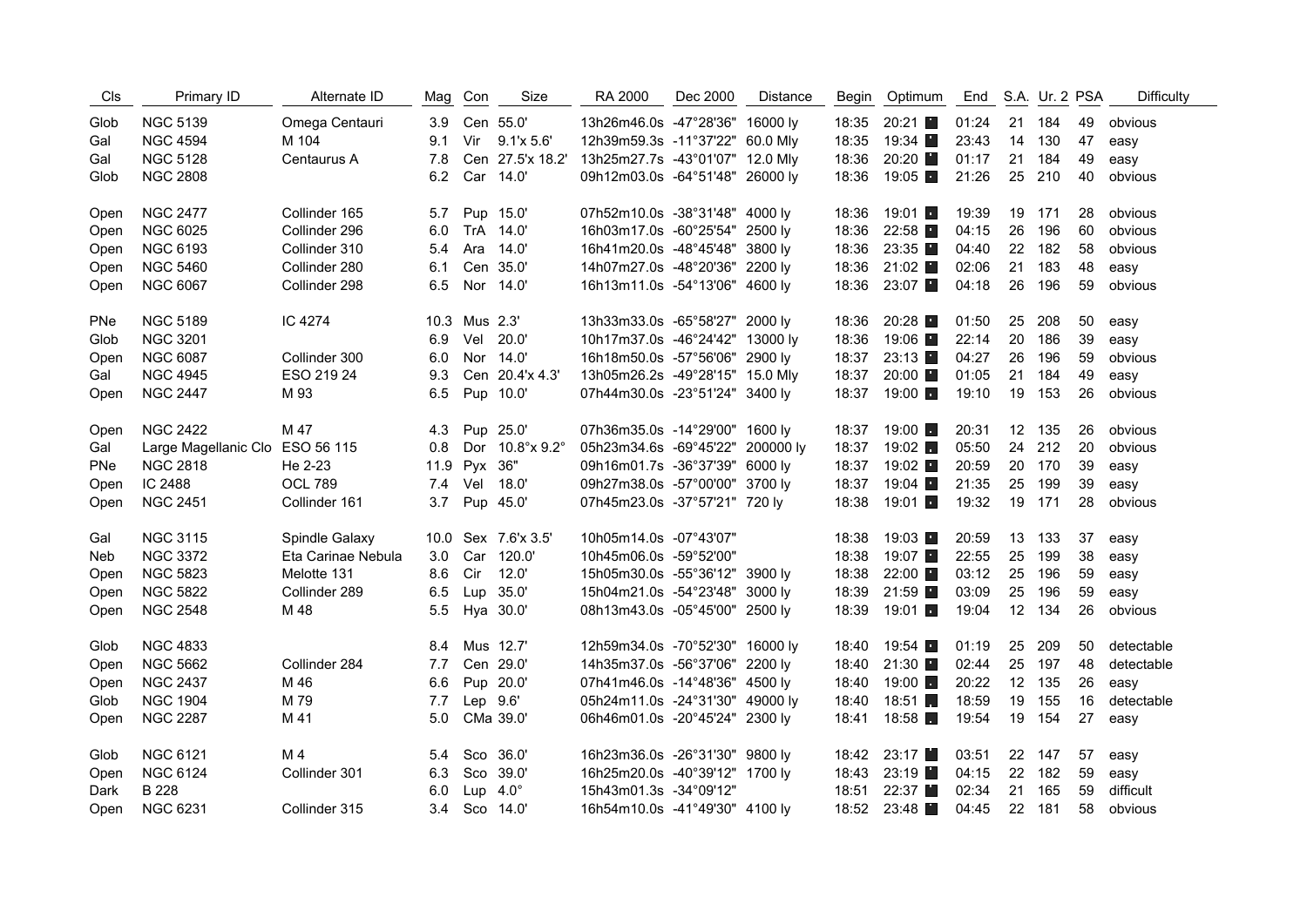| Cls | Primary ID | Alternate ID | Mag | Con | Size | RA 2000 | Dec 2000 | Distance | Begin | Optimum | End | S.A. | Ur. 2 | PSA | Difficulty |
|---|---|---|---|---|---|---|---|---|---|---|---|---|---|---|---|
| Glob | NGC 5139 | Omega Centauri | 3.9 | Cen | 55.0' | 13h26m46.0s | -47°28'36" | 16000 ly | 18:35 | 20:21 | 01:24 | 21 | 184 | 49 | obvious |
| Gal | NGC 4594 | M 104 | 9.1 | Vir | 9.1'x 5.6' | 12h39m59.3s | -11°37'22" | 60.0 Mly | 18:35 | 19:34 | 23:43 | 14 | 130 | 47 | easy |
| Gal | NGC 5128 | Centaurus A | 7.8 | Cen | 27.5'x 18.2' | 13h25m27.7s | -43°01'07" | 12.0 Mly | 18:36 | 20:20 | 01:17 | 21 | 184 | 49 | easy |
| Glob | NGC 2808 | | 6.2 | Car | 14.0' | 09h12m03.0s | -64°51'48" | 26000 ly | 18:36 | 19:05 | 21:26 | 25 | 210 | 40 | obvious |
| Open | NGC 2477 | Collinder 165 | 5.7 | Pup | 15.0' | 07h52m10.0s | -38°31'48" | 4000 ly | 18:36 | 19:01 | 19:39 | 19 | 171 | 28 | obvious |
| Open | NGC 6025 | Collinder 296 | 6.0 | TrA | 14.0' | 16h03m17.0s | -60°25'54" | 2500 ly | 18:36 | 22:58 | 04:15 | 26 | 196 | 60 | obvious |
| Open | NGC 6193 | Collinder 310 | 5.4 | Ara | 14.0' | 16h41m20.0s | -48°45'48" | 3800 ly | 18:36 | 23:35 | 04:40 | 22 | 182 | 58 | obvious |
| Open | NGC 5460 | Collinder 280 | 6.1 | Cen | 35.0' | 14h07m27.0s | -48°20'36" | 2200 ly | 18:36 | 21:02 | 02:06 | 21 | 183 | 48 | easy |
| Open | NGC 6067 | Collinder 298 | 6.5 | Nor | 14.0' | 16h13m11.0s | -54°13'06" | 4600 ly | 18:36 | 23:07 | 04:18 | 26 | 196 | 59 | obvious |
| PNe | NGC 5189 | IC 4274 | 10.3 | Mus | 2.3' | 13h33m33.0s | -65°58'27" | 2000 ly | 18:36 | 20:28 | 01:50 | 25 | 208 | 50 | easy |
| Glob | NGC 3201 | | 6.9 | Vel | 20.0' | 10h17m37.0s | -46°24'42" | 13000 ly | 18:36 | 19:06 | 22:14 | 20 | 186 | 39 | easy |
| Open | NGC 6087 | Collinder 300 | 6.0 | Nor | 14.0' | 16h18m50.0s | -57°56'06" | 2900 ly | 18:37 | 23:13 | 04:27 | 26 | 196 | 59 | obvious |
| Gal | NGC 4945 | ESO 219 24 | 9.3 | Cen | 20.4'x 4.3' | 13h05m26.2s | -49°28'15" | 15.0 Mly | 18:37 | 20:00 | 01:05 | 21 | 184 | 49 | easy |
| Open | NGC 2447 | M 93 | 6.5 | Pup | 10.0' | 07h44m30.0s | -23°51'24" | 3400 ly | 18:37 | 19:00 | 19:10 | 19 | 153 | 26 | obvious |
| Open | NGC 2422 | M 47 | 4.3 | Pup | 25.0' | 07h36m35.0s | -14°29'00" | 1600 ly | 18:37 | 19:00 | 20:31 | 12 | 135 | 26 | obvious |
| Gal | Large Magellanic Clo | ESO 56 115 | 0.8 | Dor | 10.8°x 9.2° | 05h23m34.6s | -69°45'22" | 200000 ly | 18:37 | 19:02 | 05:50 | 24 | 212 | 20 | obvious |
| PNe | NGC 2818 | He 2-23 | 11.9 | Pyx | 36" | 09h16m01.7s | -36°37'39" | 6000 ly | 18:37 | 19:02 | 20:59 | 20 | 170 | 39 | easy |
| Open | IC 2488 | OCL 789 | 7.4 | Vel | 18.0' | 09h27m38.0s | -57°00'00" | 3700 ly | 18:37 | 19:04 | 21:35 | 25 | 199 | 39 | easy |
| Open | NGC 2451 | Collinder 161 | 3.7 | Pup | 45.0' | 07h45m23.0s | -37°57'21" | 720 ly | 18:38 | 19:01 | 19:32 | 19 | 171 | 28 | obvious |
| Gal | NGC 3115 | Spindle Galaxy | 10.0 | Sex | 7.6'x 3.5' | 10h05m14.0s | -07°43'07" | | 18:38 | 19:03 | 20:59 | 13 | 133 | 37 | easy |
| Neb | NGC 3372 | Eta Carinae Nebula | 3.0 | Car | 120.0' | 10h45m06.0s | -59°52'00" | | 18:38 | 19:07 | 22:55 | 25 | 199 | 38 | easy |
| Open | NGC 5823 | Melotte 131 | 8.6 | Cir | 12.0' | 15h05m30.0s | -55°36'12" | 3900 ly | 18:38 | 22:00 | 03:12 | 25 | 196 | 59 | easy |
| Open | NGC 5822 | Collinder 289 | 6.5 | Lup | 35.0' | 15h04m21.0s | -54°23'48" | 3000 ly | 18:39 | 21:59 | 03:09 | 25 | 196 | 59 | easy |
| Open | NGC 2548 | M 48 | 5.5 | Hya | 30.0' | 08h13m43.0s | -05°45'00" | 2500 ly | 18:39 | 19:01 | 19:04 | 12 | 134 | 26 | obvious |
| Glob | NGC 4833 | | 8.4 | Mus | 12.7' | 12h59m34.0s | -70°52'30" | 16000 ly | 18:40 | 19:54 | 01:19 | 25 | 209 | 50 | detectable |
| Open | NGC 5662 | Collinder 284 | 7.7 | Cen | 29.0' | 14h35m37.0s | -56°37'06" | 2200 ly | 18:40 | 21:30 | 02:44 | 25 | 197 | 48 | detectable |
| Open | NGC 2437 | M 46 | 6.6 | Pup | 20.0' | 07h41m46.0s | -14°48'36" | 4500 ly | 18:40 | 19:00 | 20:22 | 12 | 135 | 26 | easy |
| Glob | NGC 1904 | M 79 | 7.7 | Lep | 9.6' | 05h24m11.0s | -24°31'30" | 49000 ly | 18:40 | 18:51 | 18:59 | 19 | 155 | 16 | detectable |
| Open | NGC 2287 | M 41 | 5.0 | CMa | 39.0' | 06h46m01.0s | -20°45'24" | 2300 ly | 18:41 | 18:58 | 19:54 | 19 | 154 | 27 | easy |
| Glob | NGC 6121 | M 4 | 5.4 | Sco | 36.0' | 16h23m36.0s | -26°31'30" | 9800 ly | 18:42 | 23:17 | 03:51 | 22 | 147 | 57 | easy |
| Open | NGC 6124 | Collinder 301 | 6.3 | Sco | 39.0' | 16h25m20.0s | -40°39'12" | 1700 ly | 18:43 | 23:19 | 04:15 | 22 | 182 | 59 | easy |
| Dark | B 228 | | 6.0 | Lup | 4.0° | 15h43m01.3s | -34°09'12" | | 18:51 | 22:37 | 02:34 | 21 | 165 | 59 | difficult |
| Open | NGC 6231 | Collinder 315 | 3.4 | Sco | 14.0' | 16h54m10.0s | -41°49'30" | 4100 ly | 18:52 | 23:48 | 04:45 | 22 | 181 | 58 | obvious |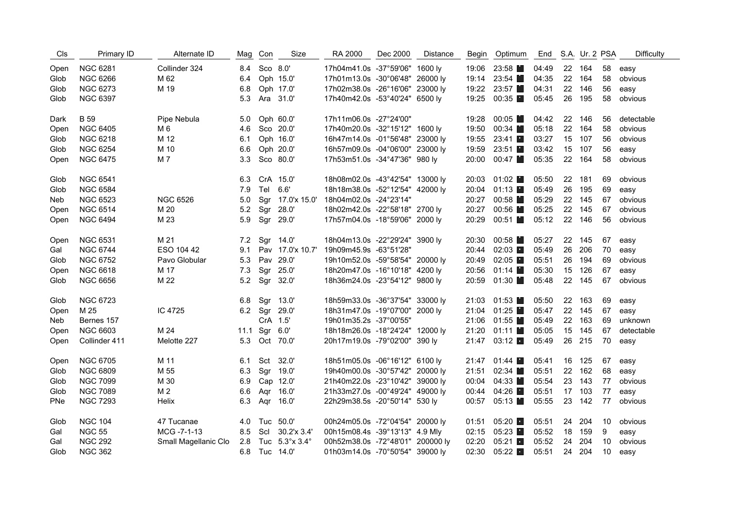| Cls | Primary ID | Alternate ID | Mag | Con | Size | RA 2000 | Dec 2000 | Distance | Begin | Optimum | End | S.A. | Ur. 2 | PSA | Difficulty |
|---|---|---|---|---|---|---|---|---|---|---|---|---|---|---|---|
| Open | NGC 6281 | Collinder 324 | 8.4 | Sco | 8.0' | 17h04m41.0s | -37°59'06" | 1600 ly | 19:06 | 23:58 | 04:49 | 22 | 164 | 58 | easy |
| Glob | NGC 6266 | M 62 | 6.4 | Oph | 15.0' | 17h01m13.0s | -30°06'48" | 26000 ly | 19:14 | 23:54 | 04:35 | 22 | 164 | 58 | obvious |
| Glob | NGC 6273 | M 19 | 6.8 | Oph | 17.0' | 17h02m38.0s | -26°16'06" | 23000 ly | 19:22 | 23:57 | 04:31 | 22 | 146 | 56 | easy |
| Glob | NGC 6397 | | 5.3 | Ara | 31.0' | 17h40m42.0s | -53°40'24" | 6500 ly | 19:25 | 00:35 | 05:45 | 26 | 195 | 58 | obvious |
| Dark | B 59 | Pipe Nebula | 5.0 | Oph | 60.0' | 17h11m06.0s | -27°24'00" | | 19:28 | 00:05 | 04:42 | 22 | 146 | 56 | detectable |
| Open | NGC 6405 | M 6 | 4.6 | Sco | 20.0' | 17h40m20.0s | -32°15'12" | 1600 ly | 19:50 | 00:34 | 05:18 | 22 | 164 | 58 | obvious |
| Glob | NGC 6218 | M 12 | 6.1 | Oph | 16.0' | 16h47m14.0s | -01°56'48" | 23000 ly | 19:55 | 23:41 | 03:27 | 15 | 107 | 56 | obvious |
| Glob | NGC 6254 | M 10 | 6.6 | Oph | 20.0' | 16h57m09.0s | -04°06'00" | 23000 ly | 19:59 | 23:51 | 03:42 | 15 | 107 | 56 | easy |
| Open | NGC 6475 | M 7 | 3.3 | Sco | 80.0' | 17h53m51.0s | -34°47'36" | 980 ly | 20:00 | 00:47 | 05:35 | 22 | 164 | 58 | obvious |
| Glob | NGC 6541 | | 6.3 | CrA | 15.0' | 18h08m02.0s | -43°42'54" | 13000 ly | 20:03 | 01:02 | 05:50 | 22 | 181 | 69 | obvious |
| Glob | NGC 6584 | | 7.9 | Tel | 6.6' | 18h18m38.0s | -52°12'54" | 42000 ly | 20:04 | 01:13 | 05:49 | 26 | 195 | 69 | easy |
| Neb | NGC 6523 | NGC 6526 | 5.0 | Sgr | 17.0'x 15.0' | 18h04m02.0s | -24°23'14" | | 20:27 | 00:58 | 05:29 | 22 | 145 | 67 | obvious |
| Open | NGC 6514 | M 20 | 5.2 | Sgr | 28.0' | 18h02m42.0s | -22°58'18" | 2700 ly | 20:27 | 00:56 | 05:25 | 22 | 145 | 67 | obvious |
| Open | NGC 6494 | M 23 | 5.9 | Sgr | 29.0' | 17h57m04.0s | -18°59'06" | 2000 ly | 20:29 | 00:51 | 05:12 | 22 | 146 | 56 | obvious |
| Open | NGC 6531 | M 21 | 7.2 | Sgr | 14.0' | 18h04m13.0s | -22°29'24" | 3900 ly | 20:30 | 00:58 | 05:27 | 22 | 145 | 67 | easy |
| Gal | NGC 6744 | ESO 104 42 | 9.1 | Pav | 17.0'x 10.7' | 19h09m45.9s | -63°51'28" | | 20:44 | 02:03 | 05:49 | 26 | 206 | 70 | easy |
| Glob | NGC 6752 | Pavo Globular | 5.3 | Pav | 29.0' | 19h10m52.0s | -59°58'54" | 20000 ly | 20:49 | 02:05 | 05:51 | 26 | 194 | 69 | obvious |
| Open | NGC 6618 | M 17 | 7.3 | Sgr | 25.0' | 18h20m47.0s | -16°10'18" | 4200 ly | 20:56 | 01:14 | 05:30 | 15 | 126 | 67 | easy |
| Glob | NGC 6656 | M 22 | 5.2 | Sgr | 32.0' | 18h36m24.0s | -23°54'12" | 9800 ly | 20:59 | 01:30 | 05:48 | 22 | 145 | 67 | obvious |
| Glob | NGC 6723 | | 6.8 | Sgr | 13.0' | 18h59m33.0s | -36°37'54" | 33000 ly | 21:03 | 01:53 | 05:50 | 22 | 163 | 69 | easy |
| Open | M 25 | IC 4725 | 6.2 | Sgr | 29.0' | 18h31m47.0s | -19°07'00" | 2000 ly | 21:04 | 01:25 | 05:47 | 22 | 145 | 67 | easy |
| Neb | Bernes 157 | | | CrA | 1.5' | 19h01m35.2s | -37°00'55" | | 21:06 | 01:55 | 05:49 | 22 | 163 | 69 | unknown |
| Open | NGC 6603 | M 24 | 11.1 | Sgr | 6.0' | 18h18m26.0s | -18°24'24" | 12000 ly | 21:20 | 01:11 | 05:05 | 15 | 145 | 67 | detectable |
| Open | Collinder 411 | Melotte 227 | 5.3 | Oct | 70.0' | 20h17m19.0s | -79°02'00" | 390 ly | 21:47 | 03:12 | 05:49 | 26 | 215 | 70 | easy |
| Open | NGC 6705 | M 11 | 6.1 | Sct | 32.0' | 18h51m05.0s | -06°16'12" | 6100 ly | 21:47 | 01:44 | 05:41 | 16 | 125 | 67 | easy |
| Glob | NGC 6809 | M 55 | 6.3 | Sgr | 19.0' | 19h40m00.0s | -30°57'42" | 20000 ly | 21:51 | 02:34 | 05:51 | 22 | 162 | 68 | easy |
| Glob | NGC 7099 | M 30 | 6.9 | Cap | 12.0' | 21h40m22.0s | -23°10'42" | 39000 ly | 00:04 | 04:33 | 05:54 | 23 | 143 | 77 | obvious |
| Glob | NGC 7089 | M 2 | 6.6 | Aqr | 16.0' | 21h33m27.0s | -00°49'24" | 49000 ly | 00:44 | 04:26 | 05:51 | 17 | 103 | 77 | easy |
| PNe | NGC 7293 | Helix | 6.3 | Aqr | 16.0' | 22h29m38.5s | -20°50'14" | 530 ly | 00:57 | 05:13 | 05:55 | 23 | 142 | 77 | obvious |
| Glob | NGC 104 | 47 Tucanae | 4.0 | Tuc | 50.0' | 00h24m05.0s | -72°04'54" | 20000 ly | 01:51 | 05:20 | 05:51 | 24 | 204 | 10 | obvious |
| Gal | NGC 55 | MCG -7-1-13 | 8.5 | Scl | 30.2'x 3.4' | 00h15m08.4s | -39°13'13" | 4.9 Mly | 02:15 | 05:23 | 05:52 | 18 | 159 | 9 | easy |
| Gal | NGC 292 | Small Magellanic Clo | 2.8 | Tuc | 5.3°x 3.4° | 00h52m38.0s | -72°48'01" | 200000 ly | 02:20 | 05:21 | 05:52 | 24 | 204 | 10 | obvious |
| Glob | NGC 362 | | 6.8 | Tuc | 14.0' | 01h03m14.0s | -70°50'54" | 39000 ly | 02:30 | 05:22 | 05:51 | 24 | 204 | 10 | easy |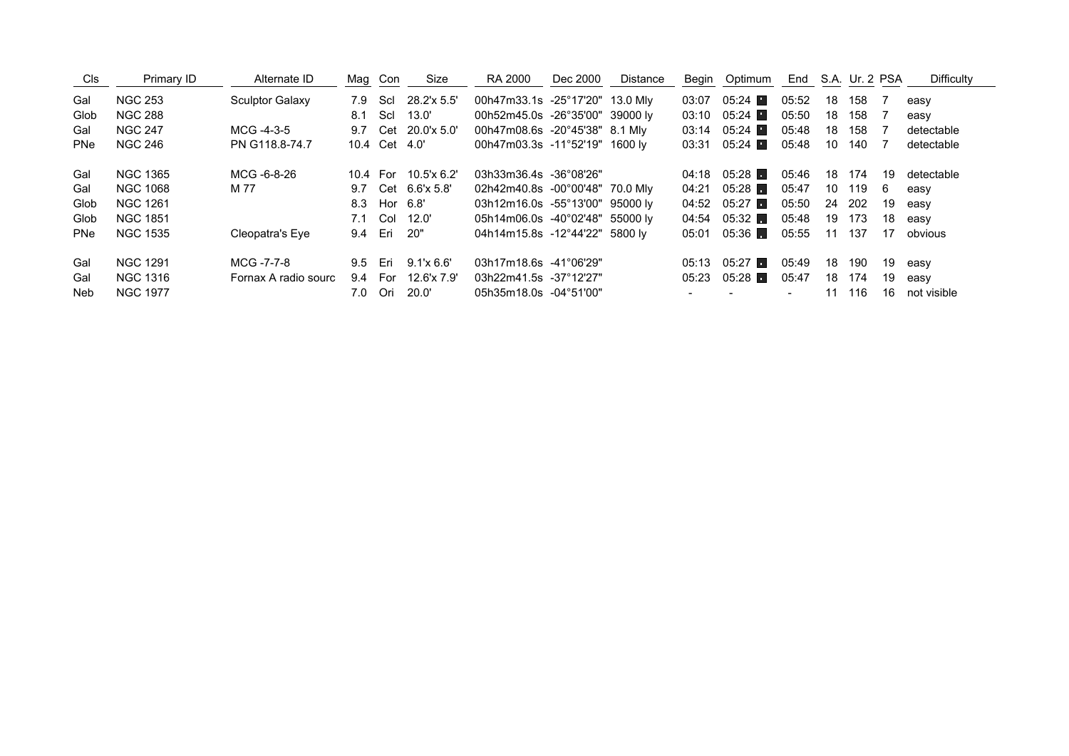| Cls | Primary ID | Alternate ID | Mag | Con | Size | RA 2000 | Dec 2000 | Distance | Begin | Optimum | End | S.A. | Ur. 2 | PSA | Difficulty |
|---|---|---|---|---|---|---|---|---|---|---|---|---|---|---|---|
| Gal | NGC 253 | Sculptor Galaxy | 7.9 | Scl | 28.2'x 5.5' | 00h47m33.1s | -25°17'20" | 13.0 Mly | 03:07 | 05:24 | 05:52 | 18 | 158 | 7 | easy |
| Glob | NGC 288 | | 8.1 | Scl | 13.0' | 00h52m45.0s | -26°35'00" | 39000 ly | 03:10 | 05:24 | 05:50 | 18 | 158 | 7 | easy |
| Gal | NGC 247 | MCG -4-3-5 | 9.7 | Cet | 20.0'x 5.0' | 00h47m08.6s | -20°45'38" | 8.1 Mly | 03:14 | 05:24 | 05:48 | 18 | 158 | 7 | detectable |
| PNe | NGC 246 | PN G118.8-74.7 | 10.4 | Cet | 4.0' | 00h47m03.3s | -11°52'19" | 1600 ly | 03:31 | 05:24 | 05:48 | 10 | 140 | 7 | detectable |
| Gal | NGC 1365 | MCG -6-8-26 | 10.4 | For | 10.5'x 6.2' | 03h33m36.4s | -36°08'26" | | 04:18 | 05:28 | 05:46 | 18 | 174 | 19 | detectable |
| Gal | NGC 1068 | M 77 | 9.7 | Cet | 6.6'x 5.8' | 02h42m40.8s | -00°00'48" | 70.0 Mly | 04:21 | 05:28 | 05:47 | 10 | 119 | 6 | easy |
| Glob | NGC 1261 | | 8.3 | Hor | 6.8' | 03h12m16.0s | -55°13'00" | 95000 ly | 04:52 | 05:27 | 05:50 | 24 | 202 | 19 | easy |
| Glob | NGC 1851 | | 7.1 | Col | 12.0' | 05h14m06.0s | -40°02'48" | 55000 ly | 04:54 | 05:32 | 05:48 | 19 | 173 | 18 | easy |
| PNe | NGC 1535 | Cleopatra's Eye | 9.4 | Eri | 20" | 04h14m15.8s | -12°44'22" | 5800 ly | 05:01 | 05:36 | 05:55 | 11 | 137 | 17 | obvious |
| Gal | NGC 1291 | MCG -7-7-8 | 9.5 | Eri | 9.1'x 6.6' | 03h17m18.6s | -41°06'29" | | 05:13 | 05:27 | 05:49 | 18 | 190 | 19 | easy |
| Gal | NGC 1316 | Fornax A radio sourc | 9.4 | For | 12.6'x 7.9' | 03h22m41.5s | -37°12'27" | | 05:23 | 05:28 | 05:47 | 18 | 174 | 19 | easy |
| Neb | NGC 1977 | | 7.0 | Ori | 20.0' | 05h35m18.0s | -04°51'00" | | - | - | - | 11 | 116 | 16 | not visible |